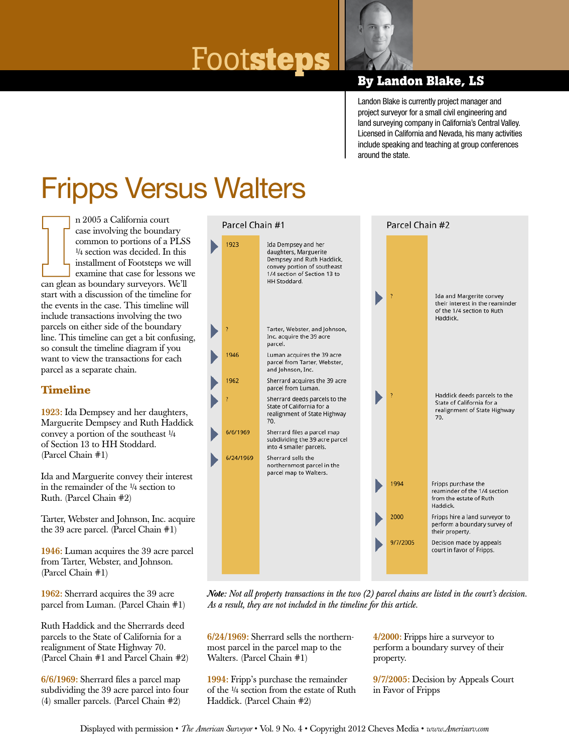# Footsteps

**By Landon Blake, LS**

Landon Blake is currently project manager and project surveyor for a small civil engineering and land surveying company in California's Central Valley. Licensed in California and Nevada, his many activities include speaking and teaching at group conferences around the state.

# Fripps Versus Walters

In 2005 a California court case involving the boundary common to portions of a PLSS ¼ section was decided. In this installment of Footsteps we will examine that case for lessons we can glean as boundary surveyors. We'll start with a discussion of the timeline for the events in the case. This timeline will include transactions involving the two parcels on either side of the boundary line. This timeline can get a bit confusing, so consult the timeline diagram if you want to view the transactions for each parcel as a separate chain.

## Timeline

**1923:** Ida Dempsey and her daughters, Marguerite Dempsey and Ruth Haddick convey a portion of the southeast ¼ of Section 13 to HH Stoddard. (Parcel Chain #1)

Ida and Marguerite convey their interest in the remainder of the ¼ section to Ruth. (Parcel Chain #2)

Tarter, Webster and Johnson, Inc. acquire the 39 acre parcel. (Parcel Chain #1)

**1946:** Luman acquires the 39 acre parcel from Tarter, Webster, and Johnson. (Parcel Chain #1)

**1962:** Sherrard acquires the 39 acre parcel from Luman. (Parcel Chain #1)

Ruth Haddick and the Sherrards deed parcels to the State of California for a realignment of State Highway 70. (Parcel Chain #1 and Parcel Chain #2)

**6/6/1969:** Sherrard files a parcel map subdividing the 39 acre parcel into four (4) smaller parcels. (Parcel Chain #2)

**6/24/1969:** Sherrard sells the northernmost parcel in the parcel map to the Walters. (Parcel Chain #1)

**1994:** Fripp's purchase the remainder of the ¼ section from the estate of Ruth Haddick. (Parcel Chain #2)

**4/2000:** Fripps hire a surveyor to perform a boundary survey of their property.

**9/7/2005:** Decision by Appeals Court in Favor of Fripps

### Parcel Chain #1

| Date | Event |
|---|---|
| 1923 | Ida Dempsey and her daughters, Marguerite Dempsey and Ruth Haddick, convey portion of southeast 1/4 section of Section 13 to HH Stoddard. |
| ? | Tarter, Webster, and Johnson, Inc. acquire the 39 acre parcel. |
| 1946 | Luman acquires the 39 acre parcel from Tarter, Webster, and Johnson, Inc. |
| 1962 | Sherrard acquires the 39 acre parcel from Luman. |
| ? | Sherrard deeds parcels to the State of California for a realignment of State Highway 70. |
| 6/6/1969 | Sherrard files a parcel map subdividing the 39 acre parcel into 4 smaller parcels. |
| 6/24/1969 | Sherrard sells the northernmost parcel in the parcel map to Walters. |

### Parcel Chain #2

| Date | Event |
|---|---|
| ? | Ida and Margerite convey their interest in the reaminder of the 1/4 section to Ruth Haddick. |
| ? | Haddick deeds parcels to the State of California for a realignment of State Highway 70. |
| 1994 | Fripps purchase the reaminder of the 1/4 section from the estate of Ruth Haddick. |
| 2000 | Fripps hire a land surveyor to perform a boundary survey of their property. |
| 9/7/2005 | Decision made by appeals court in favor of Fripps. |

*Note: Not all property transactions in the two (2) parcel chains are listed in the court's decision. As a result, they are not included in the timeline for this article.*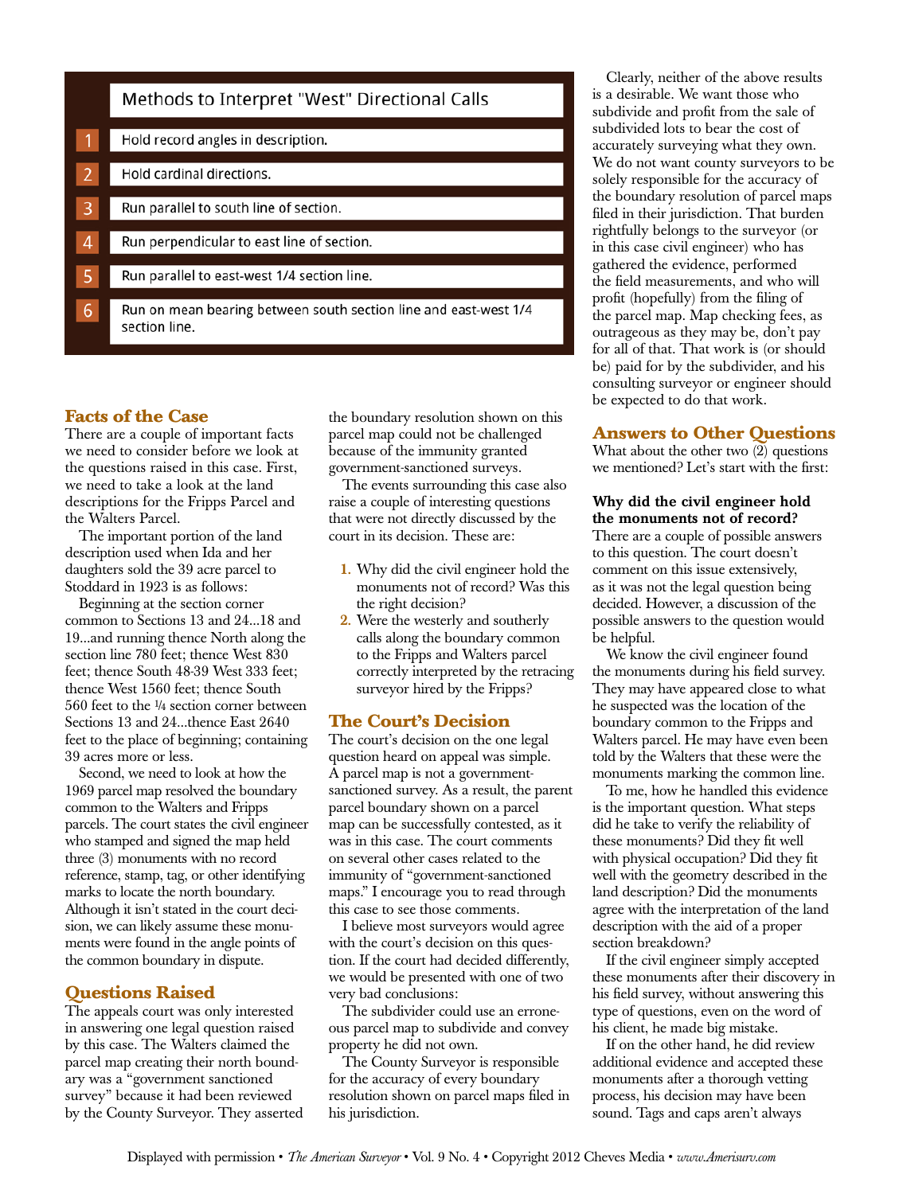| | Methods to Interpret "West" Directional Calls |
|---|---|
| 1 | Hold record angles in description. |
| 2 | Hold cardinal directions. |
| 3 | Run parallel to south line of section. |
| 4 | Run perpendicular to east line of section. |
| 5 | Run parallel to east-west 1/4 section line. |
| 6 | Run on mean bearing between south section line and east-west 1/4 section line. |

## Facts of the Case

There are a couple of important facts we need to consider before we look at the questions raised in this case. First, we need to take a look at the land descriptions for the Fripps Parcel and the Walters Parcel.

The important portion of the land description used when Ida and her daughters sold the 39 acre parcel to Stoddard in 1923 is as follows:

Beginning at the section corner common to Sections 13 and 24...18 and 19...and running thence North along the section line 780 feet; thence West 830 feet; thence South 48-39 West 333 feet; thence West 1560 feet; thence South 560 feet to the ¼ section corner between Sections 13 and 24...thence East 2640 feet to the place of beginning; containing 39 acres more or less.

Second, we need to look at how the 1969 parcel map resolved the boundary common to the Walters and Fripps parcels. The court states the civil engineer who stamped and signed the map held three (3) monuments with no record reference, stamp, tag, or other identifying marks to locate the north boundary. Although it isn't stated in the court decision, we can likely assume these monuments were found in the angle points of the common boundary in dispute.

## Questions Raised

The appeals court was only interested in answering one legal question raised by this case. The Walters claimed the parcel map creating their north boundary was a "government sanctioned survey" because it had been reviewed by the County Surveyor. They asserted the boundary resolution shown on this parcel map could not be challenged because of the immunity granted government-sanctioned surveys.

The events surrounding this case also raise a couple of interesting questions that were not directly discussed by the court in its decision. These are:

1. Why did the civil engineer hold the monuments not of record? Was this the right decision?
2. Were the westerly and southerly calls along the boundary common to the Fripps and Walters parcel correctly interpreted by the retracing surveyor hired by the Fripps?

## The Court's Decision

The court's decision on the one legal question heard on appeal was simple. A parcel map is not a government-sanctioned survey. As a result, the parent parcel boundary shown on a parcel map can be successfully contested, as it was in this case. The court comments on several other cases related to the immunity of "government-sanctioned maps." I encourage you to read through this case to see those comments.

I believe most surveyors would agree with the court's decision on this question. If the court had decided differently, we would be presented with one of two very bad conclusions:

The subdivider could use an erroneous parcel map to subdivide and convey property he did not own.

The County Surveyor is responsible for the accuracy of every boundary resolution shown on parcel maps filed in his jurisdiction.

Clearly, neither of the above results is a desirable. We want those who subdivide and profit from the sale of subdivided lots to bear the cost of accurately surveying what they own. We do not want county surveyors to be solely responsible for the accuracy of the boundary resolution of parcel maps filed in their jurisdiction. That burden rightfully belongs to the surveyor (or in this case civil engineer) who has gathered the evidence, performed the field measurements, and who will profit (hopefully) from the filing of the parcel map. Map checking fees, as outrageous as they may be, don't pay for all of that. That work is (or should be) paid for by the subdivider, and his consulting surveyor or engineer should be expected to do that work.

## Answers to Other Questions

What about the other two (2) questions we mentioned? Let's start with the first:

**Why did the civil engineer hold the monuments not of record?**

There are a couple of possible answers to this question. The court doesn't comment on this issue extensively, as it was not the legal question being decided. However, a discussion of the possible answers to the question would be helpful.

We know the civil engineer found the monuments during his field survey. They may have appeared close to what he suspected was the location of the boundary common to the Fripps and Walters parcel. He may have even been told by the Walters that these were the monuments marking the common line.

To me, how he handled this evidence is the important question. What steps did he take to verify the reliability of these monuments? Did they fit well with physical occupation? Did they fit well with the geometry described in the land description? Did the monuments agree with the interpretation of the land description with the aid of a proper section breakdown?

If the civil engineer simply accepted these monuments after their discovery in his field survey, without answering this type of questions, even on the word of his client, he made big mistake.

If on the other hand, he did review additional evidence and accepted these monuments after a thorough vetting process, his decision may have been sound. Tags and caps aren't always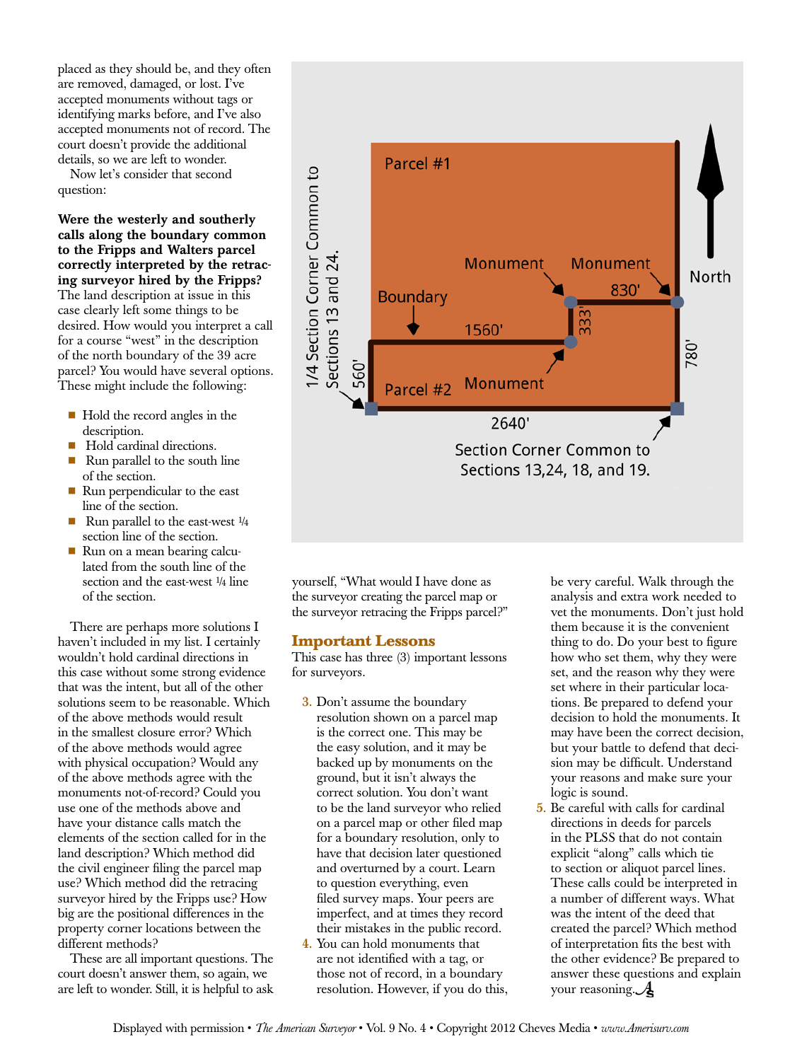placed as they should be, and they often are removed, damaged, or lost. I've accepted monuments without tags or identifying marks before, and I've also accepted monuments not of record. The court doesn't provide the additional details, so we are left to wonder.

Now let's consider that second question:

**Were the westerly and southerly calls along the boundary common to the Fripps and Walters parcel correctly interpreted by the retracing surveyor hired by the Fripps?** The land description at issue in this case clearly left some things to be desired. How would you interpret a call for a course "west" in the description of the north boundary of the 39 acre parcel? You would have several options. These might include the following:

- Hold the record angles in the description.
- Hold cardinal directions.
- Run parallel to the south line of the section.
- Run perpendicular to the east line of the section.
- Run parallel to the east-west ¼ section line of the section.
- Run on a mean bearing calculated from the south line of the section and the east-west ¼ line of the section.

There are perhaps more solutions I haven't included in my list. I certainly wouldn't hold cardinal directions in this case without some strong evidence that was the intent, but all of the other solutions seem to be reasonable. Which of the above methods would result in the smallest closure error? Which of the above methods would agree with physical occupation? Would any of the above methods agree with the monuments not-of-record? Could you use one of the methods above and have your distance calls match the elements of the section called for in the land description? Which method did the civil engineer filing the parcel map use? Which method did the retracing surveyor hired by the Fripps use? How big are the positional differences in the property corner locations between the different methods?

These are all important questions. The court doesn't answer them, so again, we are left to wonder. Still, it is helpful to ask yourself, "What would I have done as the surveyor creating the parcel map or the surveyor retracing the Fripps parcel?"

Parcel #1

Monument

Monument

830'

North

Boundary

333'

1560'

780'

1/4 Section Corner Common to Sections 13 and 24.

560'

Parcel #2

Monument

2640'

Section Corner Common to Sections 13,24, 18, and 19.

## Important Lessons

This case has three (3) important lessons for surveyors.

3. Don't assume the boundary resolution shown on a parcel map is the correct one. This may be the easy solution, and it may be backed up by monuments on the ground, but it isn't always the correct solution. You don't want to be the land surveyor who relied on a parcel map or other filed map for a boundary resolution, only to have that decision later questioned and overturned by a court. Learn to question everything, even filed survey maps. Your peers are imperfect, and at times they record their mistakes in the public record.
4. You can hold monuments that are not identified with a tag, or those not of record, in a boundary resolution. However, if you do this, be very careful. Walk through the analysis and extra work needed to vet the monuments. Don't just hold them because it is the convenient thing to do. Do your best to figure how who set them, why they were set, and the reason why they were set where in their particular locations. Be prepared to defend your decision to hold the monuments. It may have been the correct decision, but your battle to defend that decision may be difficult. Understand your reasons and make sure your logic is sound.
5. Be careful with calls for cardinal directions in deeds for parcels in the PLSS that do not contain explicit "along" calls which tie to section or aliquot parcel lines. These calls could be interpreted in a number of different ways. What was the intent of the deed that created the parcel? Which method of interpretation fits the best with the other evidence? Be prepared to answer these questions and explain your reasoning.

Displayed with permission • *The American Surveyor* • Vol. 9 No. 4 • Copyright 2012 Cheves Media • *www.Amerisurv.com*